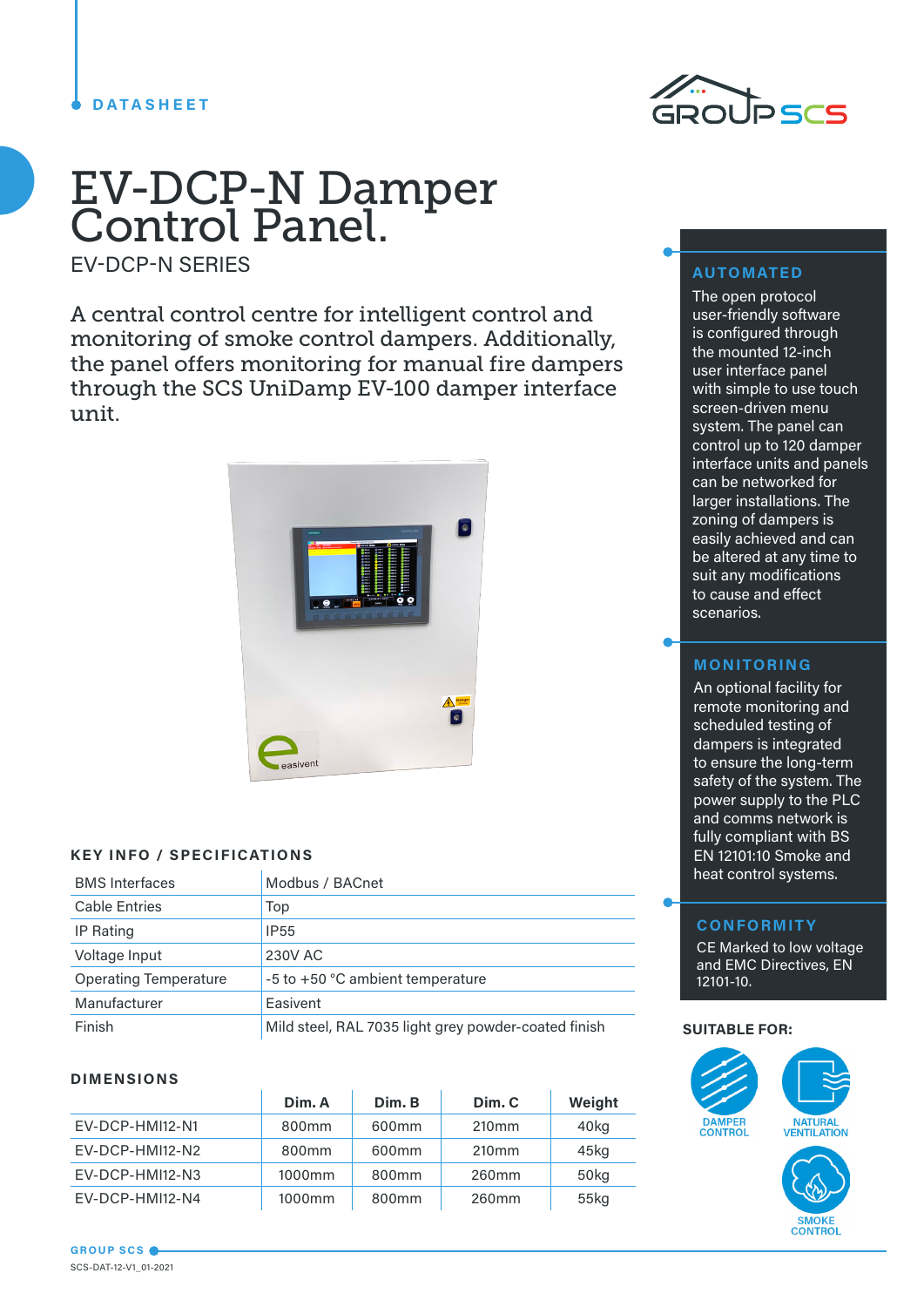DATASHEET

# EV-DCP-N Damper Control Panel.

EV-DCP-N SERIES

A central control centre for intelligent control and monitoring of smoke control dampers. Additionally, the panel offers monitoring for manual fire dampers through the SCS UniDamp EV-100 damper interface unit.

## KEY INFO / SPECIFICATIONS

| | |
|---|---|
| BMS Interfaces | Modbus / BACnet |
| Cable Entries | Top |
| IP Rating | IP55 |
| Voltage Input | 230V AC |
| Operating Temperature | -5 to +50 °C ambient temperature |
| Manufacturer | Easivent |
| Finish | Mild steel, RAL 7035 light grey powder-coated finish |

## DIMENSIONS

| | Dim. A | Dim. B | Dim. C | Weight |
|---|---|---|---|---|
| EV-DCP-HMI12-N1 | 800mm | 600mm | 210mm | 40kg |
| EV-DCP-HMI12-N2 | 800mm | 600mm | 210mm | 45kg |
| EV-DCP-HMI12-N3 | 1000mm | 800mm | 260mm | 50kg |
| EV-DCP-HMI12-N4 | 1000mm | 800mm | 260mm | 55kg |

## AUTOMATED

The open protocol user-friendly software is configured through the mounted 12-inch user interface panel with simple to use touch screen-driven menu system. The panel can control up to 120 damper interface units and panels can be networked for larger installations. The zoning of dampers is easily achieved and can be altered at any time to suit any modifications to cause and effect scenarios.

## MONITORING

An optional facility for remote monitoring and scheduled testing of dampers is integrated to ensure the long-term safety of the system. The power supply to the PLC and comms network is fully compliant with BS EN 12101:10 Smoke and heat control systems.

## CONFORMITY

CE Marked to low voltage and EMC Directives, EN 12101-10.

**SUITABLE FOR:**

- DAMPER CONTROL
- NATURAL VENTILATION
- SMOKE CONTROL

GROUP SCS

SCS-DAT-12-V1_01-2021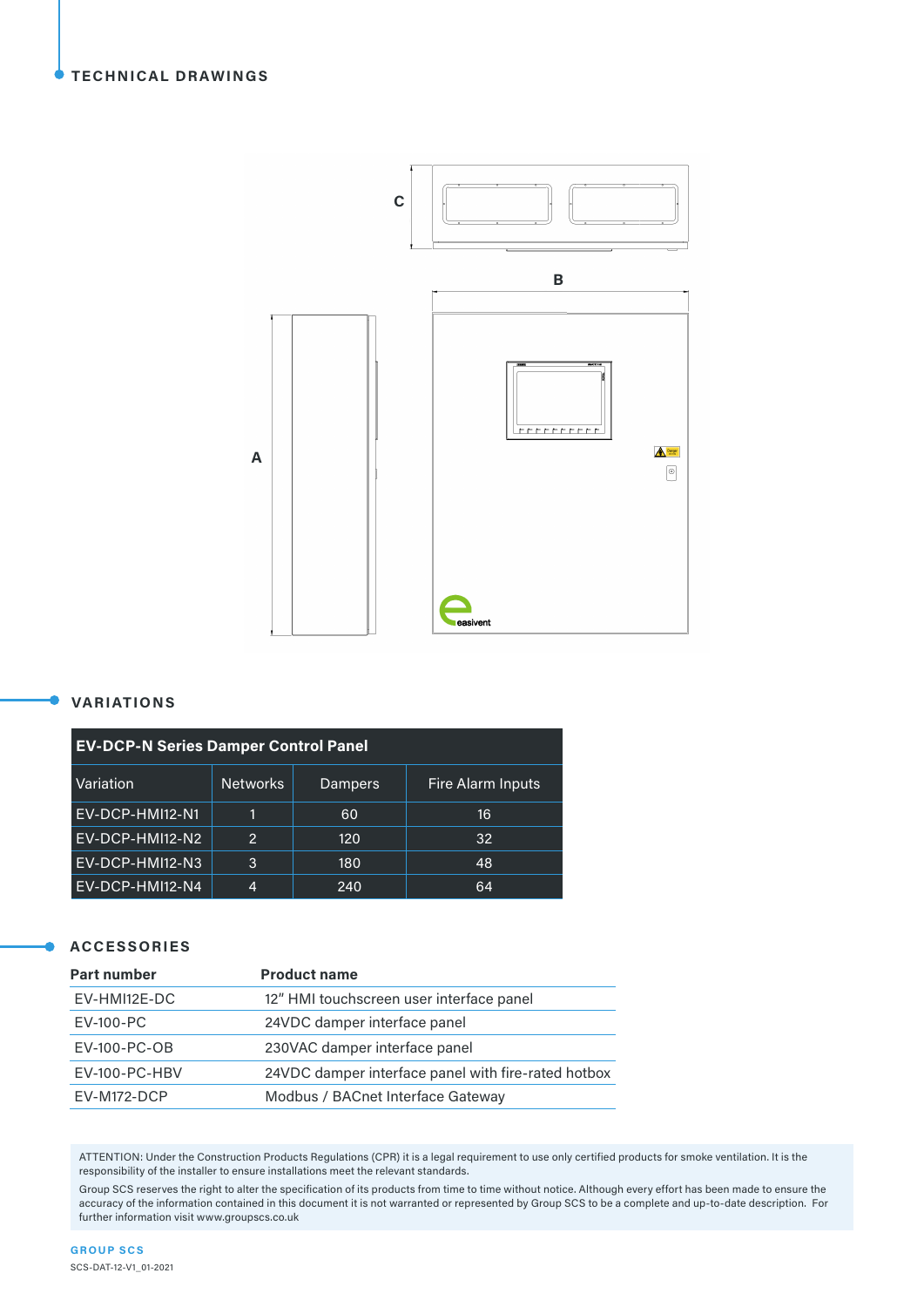## TECHNICAL DRAWINGS

C

B

A

easivent

## VARIATIONS

| EV-DCP-N Series Damper Control Panel | | | |
|---|---|---|---|
| Variation | Networks | Dampers | Fire Alarm Inputs |
| EV-DCP-HMI12-N1 | 1 | 60 | 16 |
| EV-DCP-HMI12-N2 | 2 | 120 | 32 |
| EV-DCP-HMI12-N3 | 3 | 180 | 48 |
| EV-DCP-HMI12-N4 | 4 | 240 | 64 |

## ACCESSORIES

| Part number | Product name |
|---|---|
| EV-HMI12E-DC | 12" HMI touchscreen user interface panel |
| EV-100-PC | 24VDC damper interface panel |
| EV-100-PC-OB | 230VAC damper interface panel |
| EV-100-PC-HBV | 24VDC damper interface panel with fire-rated hotbox |
| EV-M172-DCP | Modbus / BACnet Interface Gateway |

ATTENTION: Under the Construction Products Regulations (CPR) it is a legal requirement to use only certified products for smoke ventilation. It is the responsibility of the installer to ensure installations meet the relevant standards.

Group SCS reserves the right to alter the specification of its products from time to time without notice. Although every effort has been made to ensure the accuracy of the information contained in this document it is not warranted or represented by Group SCS to be a complete and up-to-date description. For further information visit www.groupscs.co.uk

GROUP SCS

SCS-DAT-12-V1_01-2021